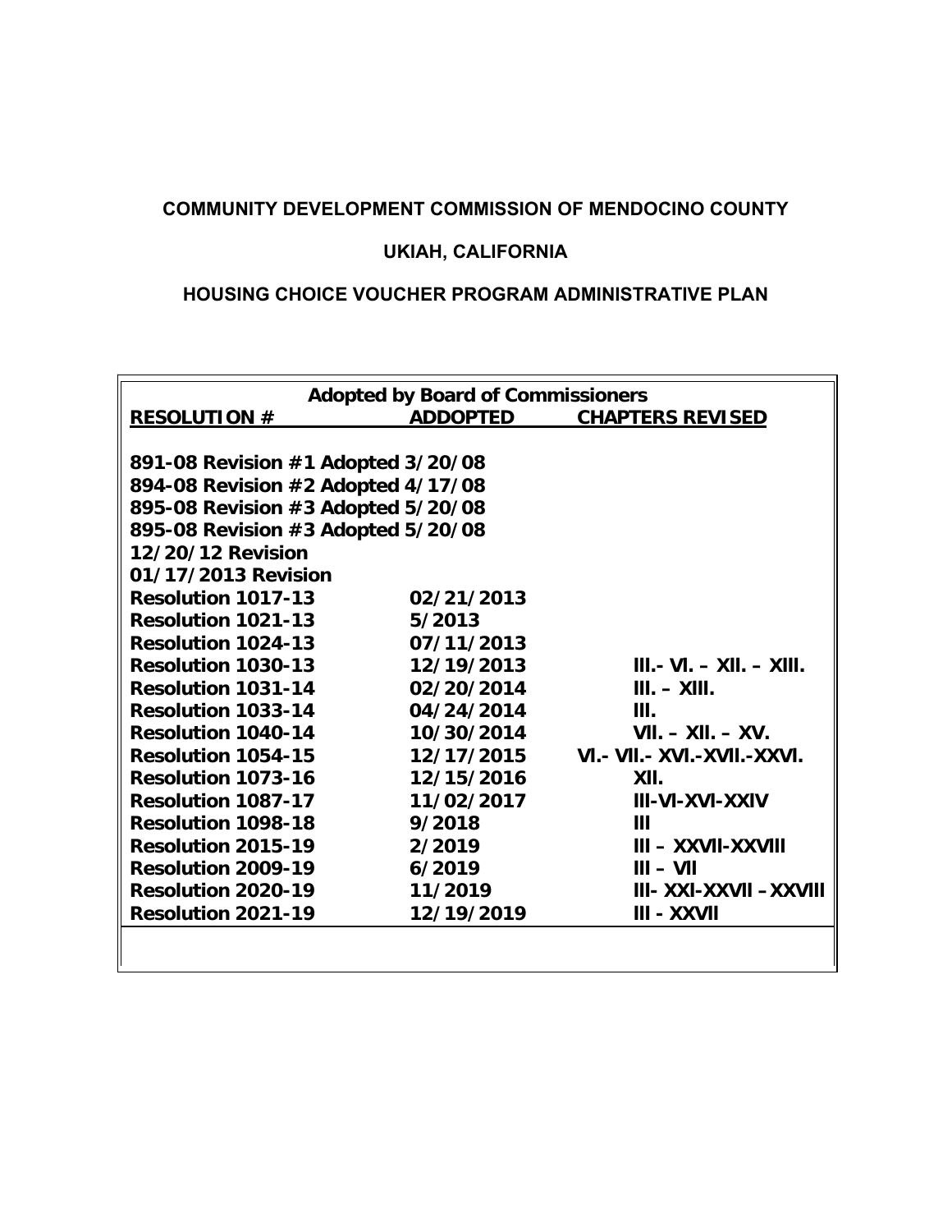**COMMUNITY DEVELOPMENT COMMISSION OF MENDOCINO COUNTY**

**UKIAH, CALIFORNIA**

**HOUSING CHOICE VOUCHER PROGRAM ADMINISTRATIVE PLAN**

| Adopted by Board of Commissioners | | |
|---|---|---|
| **RESOLUTION #** | **ADDOPTED** | **CHAPTERS REVISED** |
| 891-08 Revision #1 Adopted 3/20/08 | | |
| 894-08 Revision #2 Adopted 4/17/08 | | |
| 895-08 Revision #3 Adopted 5/20/08 | | |
| 895-08 Revision #3 Adopted 5/20/08 | | |
| 12/20/12 Revision | | |
| 01/17/2013 Revision | | |
| Resolution 1017-13 | 02/21/2013 | |
| Resolution 1021-13 | 5/2013 | |
| Resolution 1024-13 | 07/11/2013 | |
| Resolution 1030-13 | 12/19/2013 | III.- VI. – XII. – XIII. |
| Resolution 1031-14 | 02/20/2014 | III. – XIII. |
| Resolution 1033-14 | 04/24/2014 | III. |
| Resolution 1040-14 | 10/30/2014 | VII. – XII. – XV. |
| Resolution 1054-15 | 12/17/2015 | VI.- VII.- XVI.-XVII.-XXVI. |
| Resolution 1073-16 | 12/15/2016 | XII. |
| Resolution 1087-17 | 11/02/2017 | III-VI-XVI-XXIV |
| Resolution 1098-18 | 9/2018 | III |
| Resolution 2015-19 | 2/2019 | III – XXVII-XXVIII |
| Resolution 2009-19 | 6/2019 | III – VII |
| Resolution 2020-19 | 11/2019 | III- XXI-XXVII –XXVIII |
| Resolution 2021-19 | 12/19/2019 | III - XXVII |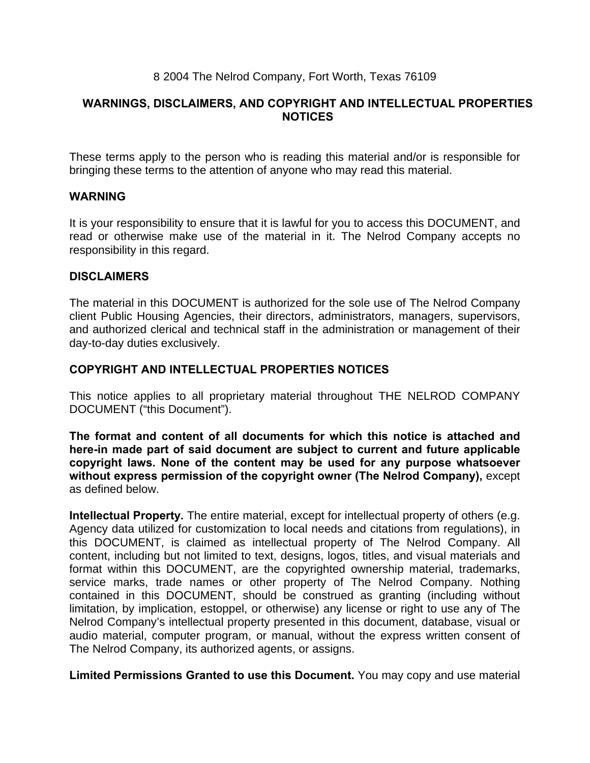8 2004 The Nelrod Company, Fort Worth, Texas 76109

## WARNINGS, DISCLAIMERS, AND COPYRIGHT AND INTELLECTUAL PROPERTIES NOTICES

These terms apply to the person who is reading this material and/or is responsible for bringing these terms to the attention of anyone who may read this material.

### WARNING

It is your responsibility to ensure that it is lawful for you to access this DOCUMENT, and read or otherwise make use of the material in it. The Nelrod Company accepts no responsibility in this regard.

### DISCLAIMERS

The material in this DOCUMENT is authorized for the sole use of The Nelrod Company client Public Housing Agencies, their directors, administrators, managers, supervisors, and authorized clerical and technical staff in the administration or management of their day-to-day duties exclusively.

### COPYRIGHT AND INTELLECTUAL PROPERTIES NOTICES

This notice applies to all proprietary material throughout THE NELROD COMPANY DOCUMENT ("this Document").

**The format and content of all documents for which this notice is attached and here-in made part of said document are subject to current and future applicable copyright laws. None of the content may be used for any purpose whatsoever without express permission of the copyright owner (The Nelrod Company),** except as defined below.

**Intellectual Property.** The entire material, except for intellectual property of others (e.g. Agency data utilized for customization to local needs and citations from regulations), in this DOCUMENT, is claimed as intellectual property of The Nelrod Company. All content, including but not limited to text, designs, logos, titles, and visual materials and format within this DOCUMENT, are the copyrighted ownership material, trademarks, service marks, trade names or other property of The Nelrod Company. Nothing contained in this DOCUMENT, should be construed as granting (including without limitation, by implication, estoppel, or otherwise) any license or right to use any of The Nelrod Company's intellectual property presented in this document, database, visual or audio material, computer program, or manual, without the express written consent of The Nelrod Company, its authorized agents, or assigns.

**Limited Permissions Granted to use this Document.** You may copy and use material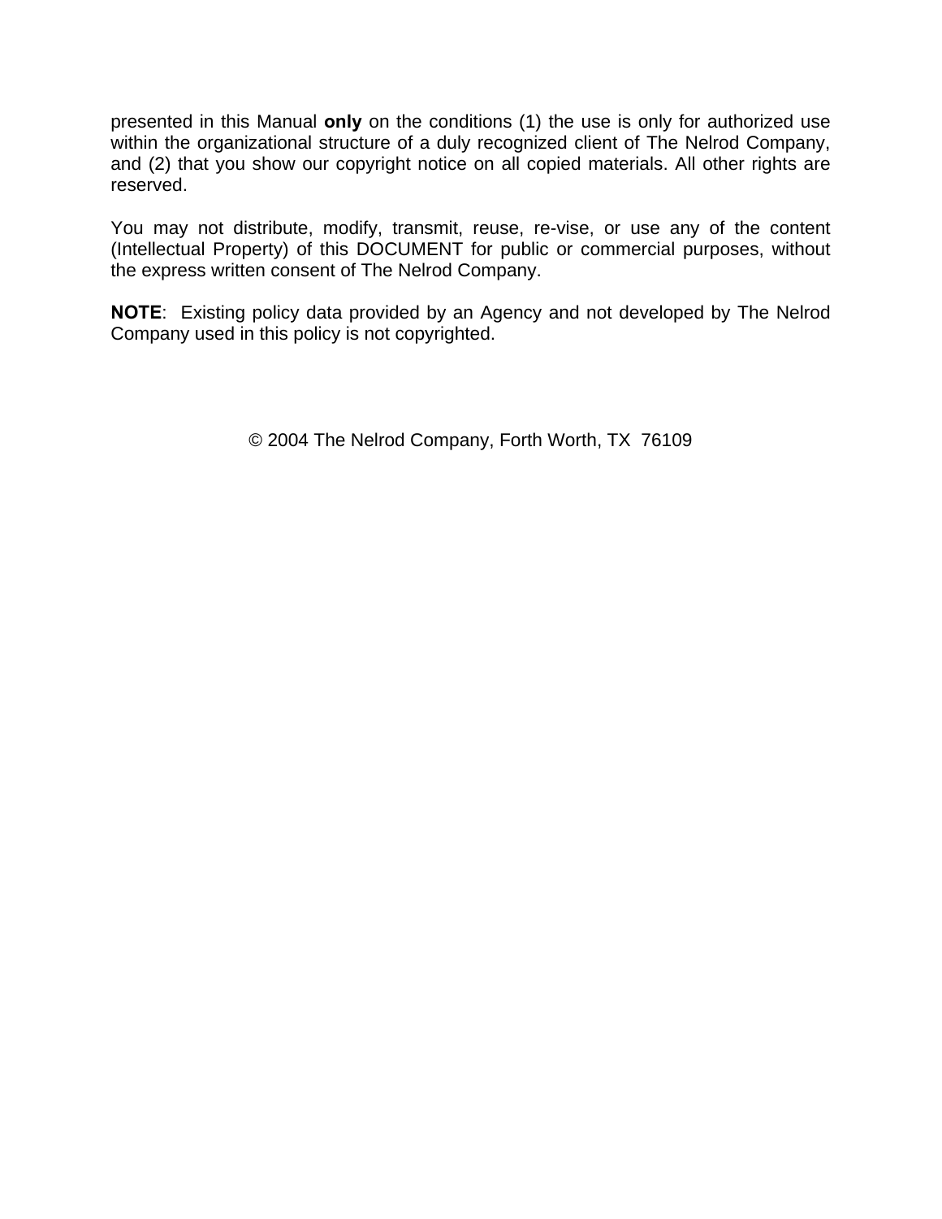presented in this Manual **only** on the conditions (1) the use is only for authorized use within the organizational structure of a duly recognized client of The Nelrod Company, and (2) that you show our copyright notice on all copied materials. All other rights are reserved.

You may not distribute, modify, transmit, reuse, re-vise, or use any of the content (Intellectual Property) of this DOCUMENT for public or commercial purposes, without the express written consent of The Nelrod Company.

**NOTE**: Existing policy data provided by an Agency and not developed by The Nelrod Company used in this policy is not copyrighted.

© 2004 The Nelrod Company, Forth Worth, TX 76109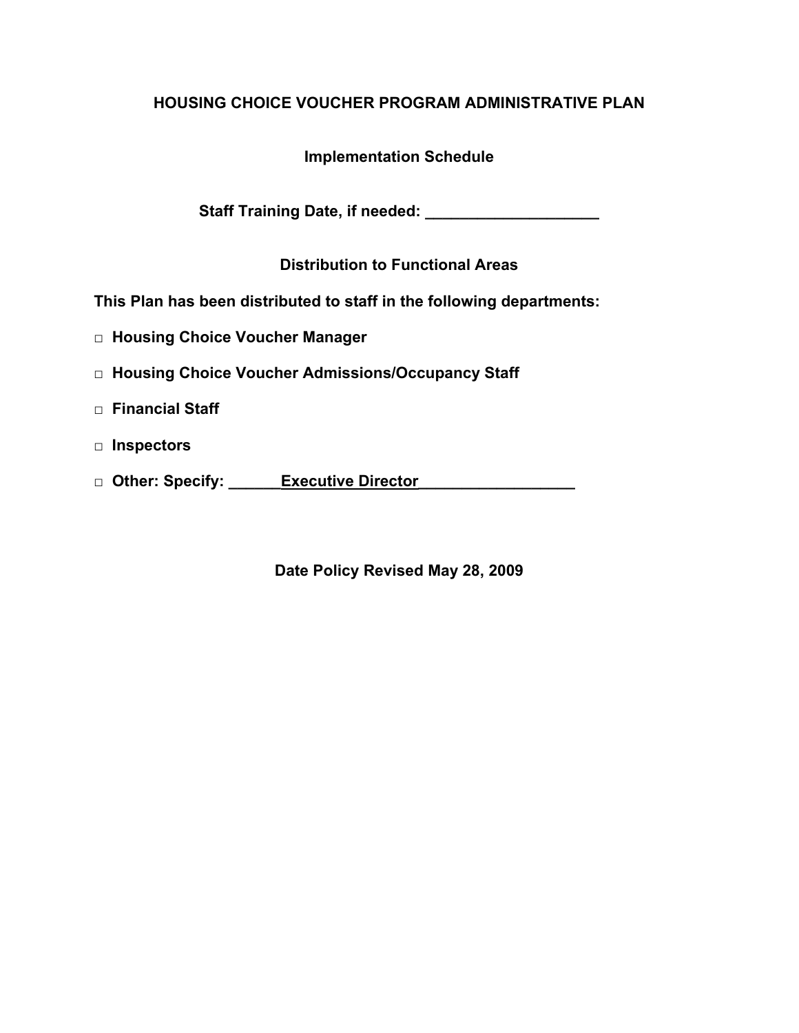## HOUSING CHOICE VOUCHER PROGRAM ADMINISTRATIVE PLAN

### Implementation Schedule

**Staff Training Date, if needed: ____________________**

### Distribution to Functional Areas

**This Plan has been distributed to staff in the following departments:**

- □ **Housing Choice Voucher Manager**
- □ **Housing Choice Voucher Admissions/Occupancy Staff**
- □ **Financial Staff**
- □ **Inspectors**
- □ **Other: Specify: ______Executive Director__________________**

**Date Policy Revised May 28, 2009**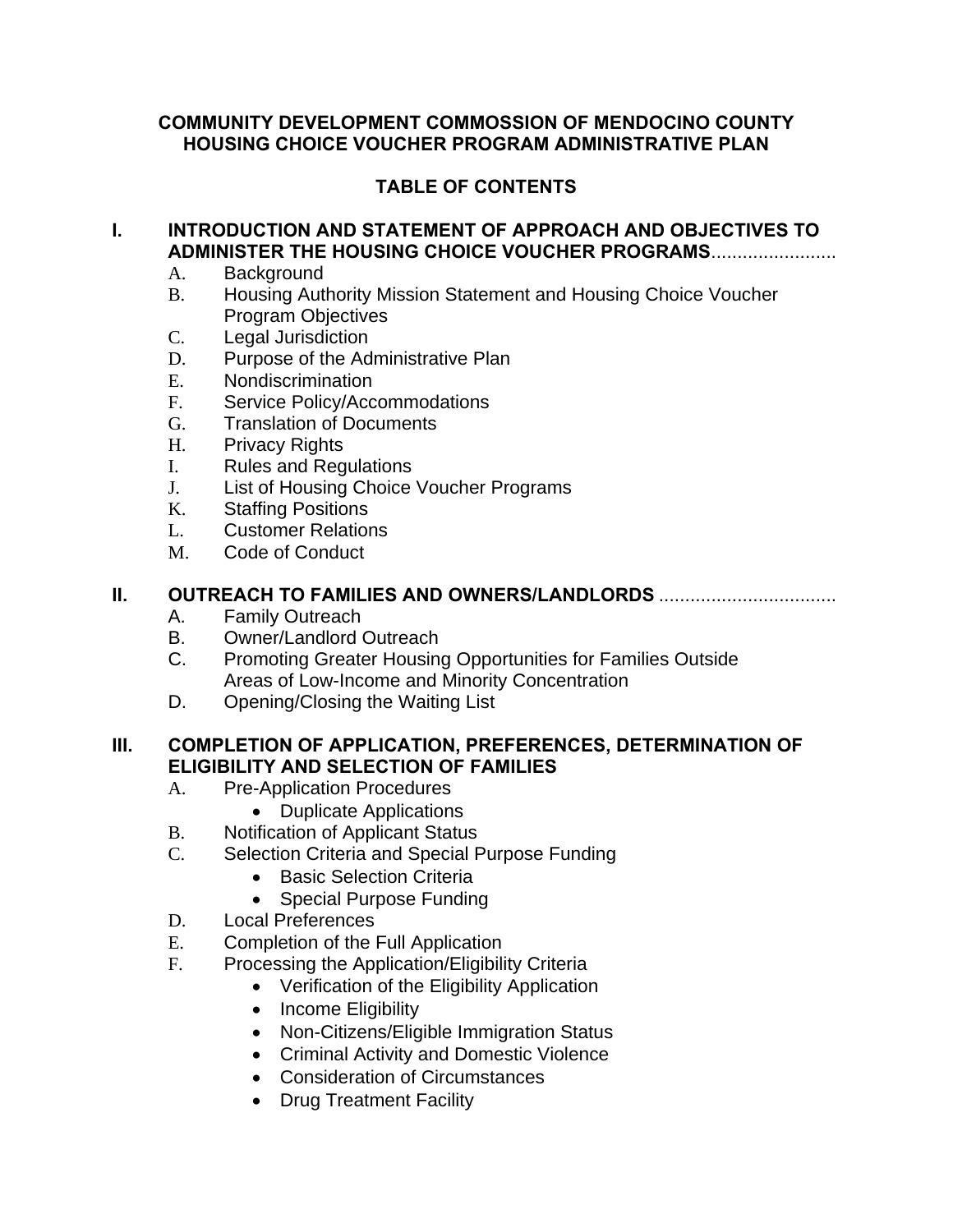**COMMUNITY DEVELOPMENT COMMOSSION OF MENDOCINO COUNTY**
**HOUSING CHOICE VOUCHER PROGRAM ADMINISTRATIVE PLAN**

**TABLE OF CONTENTS**

**I. INTRODUCTION AND STATEMENT OF APPROACH AND OBJECTIVES TO ADMINISTER THE HOUSING CHOICE VOUCHER PROGRAMS**........................

A. Background
B. Housing Authority Mission Statement and Housing Choice Voucher Program Objectives
C. Legal Jurisdiction
D. Purpose of the Administrative Plan
E. Nondiscrimination
F. Service Policy/Accommodations
G. Translation of Documents
H. Privacy Rights
I. Rules and Regulations
J. List of Housing Choice Voucher Programs
K. Staffing Positions
L. Customer Relations
M. Code of Conduct

**II. OUTREACH TO FAMILIES AND OWNERS/LANDLORDS** .................................

A. Family Outreach
B. Owner/Landlord Outreach
C. Promoting Greater Housing Opportunities for Families Outside Areas of Low-Income and Minority Concentration
D. Opening/Closing the Waiting List

**III. COMPLETION OF APPLICATION, PREFERENCES, DETERMINATION OF ELIGIBILITY AND SELECTION OF FAMILIES**

A. Pre-Application Procedures
   - Duplicate Applications

B. Notification of Applicant Status
C. Selection Criteria and Special Purpose Funding
   - Basic Selection Criteria
   - Special Purpose Funding

D. Local Preferences
E. Completion of the Full Application
F. Processing the Application/Eligibility Criteria
   - Verification of the Eligibility Application
   - Income Eligibility
   - Non-Citizens/Eligible Immigration Status
   - Criminal Activity and Domestic Violence
   - Consideration of Circumstances
   - Drug Treatment Facility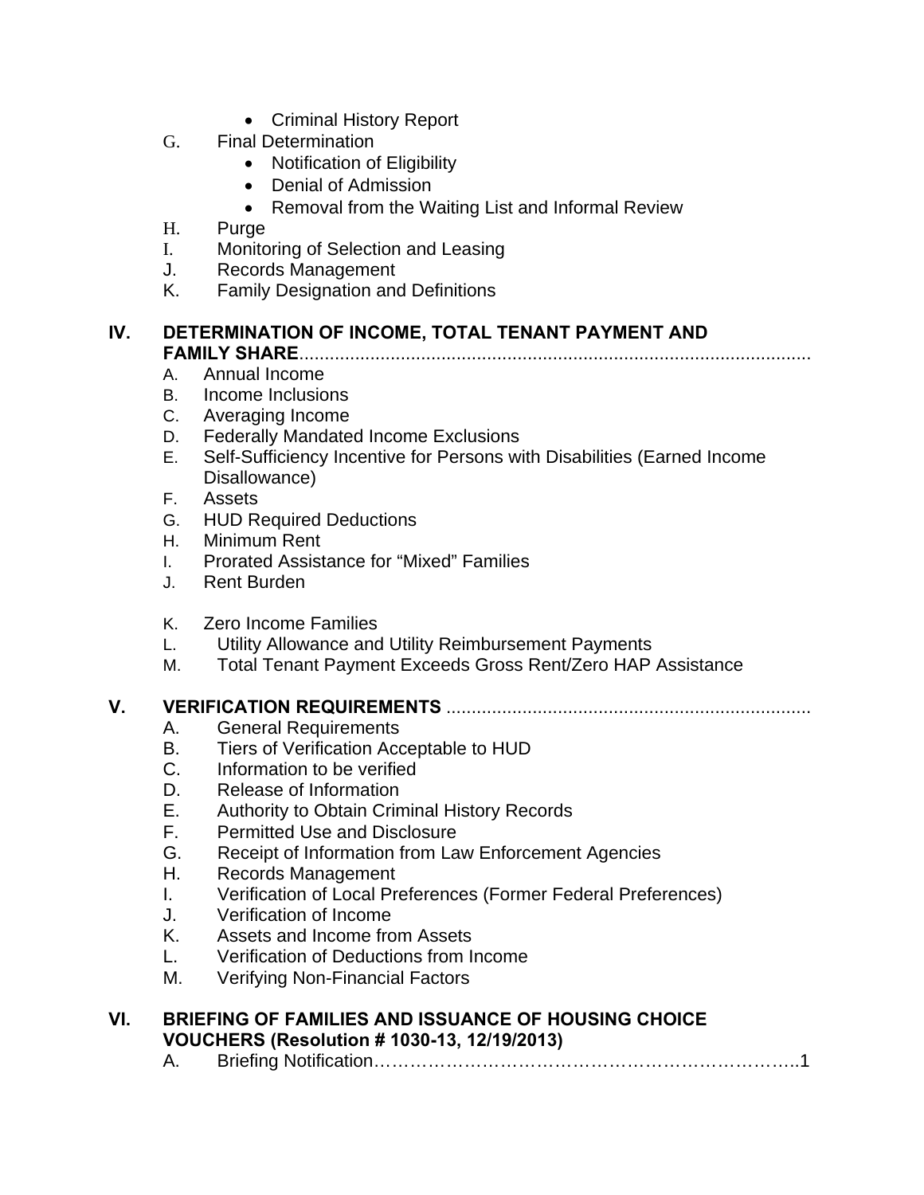- Criminal History Report

G. Final Determination
- Notification of Eligibility
- Denial of Admission
- Removal from the Waiting List and Informal Review

H. Purge

I. Monitoring of Selection and Leasing

J. Records Management

K. Family Designation and Definitions

**IV. DETERMINATION OF INCOME, TOTAL TENANT PAYMENT AND FAMILY SHARE**....................................................................................................

A. Annual Income

B. Income Inclusions

C. Averaging Income

D. Federally Mandated Income Exclusions

E. Self-Sufficiency Incentive for Persons with Disabilities (Earned Income Disallowance)

F. Assets

G. HUD Required Deductions

H. Minimum Rent

I. Prorated Assistance for "Mixed" Families

J. Rent Burden

K. Zero Income Families

L. Utility Allowance and Utility Reimbursement Payments

M. Total Tenant Payment Exceeds Gross Rent/Zero HAP Assistance

**V. VERIFICATION REQUIREMENTS** ......................................................................

A. General Requirements

B. Tiers of Verification Acceptable to HUD

C. Information to be verified

D. Release of Information

E. Authority to Obtain Criminal History Records

F. Permitted Use and Disclosure

G. Receipt of Information from Law Enforcement Agencies

H. Records Management

I. Verification of Local Preferences (Former Federal Preferences)

J. Verification of Income

K. Assets and Income from Assets

L. Verification of Deductions from Income

M. Verifying Non-Financial Factors

**VI. BRIEFING OF FAMILIES AND ISSUANCE OF HOUSING CHOICE VOUCHERS (Resolution # 1030-13, 12/19/2013)**

A. Briefing Notification…………………………………………………………………..1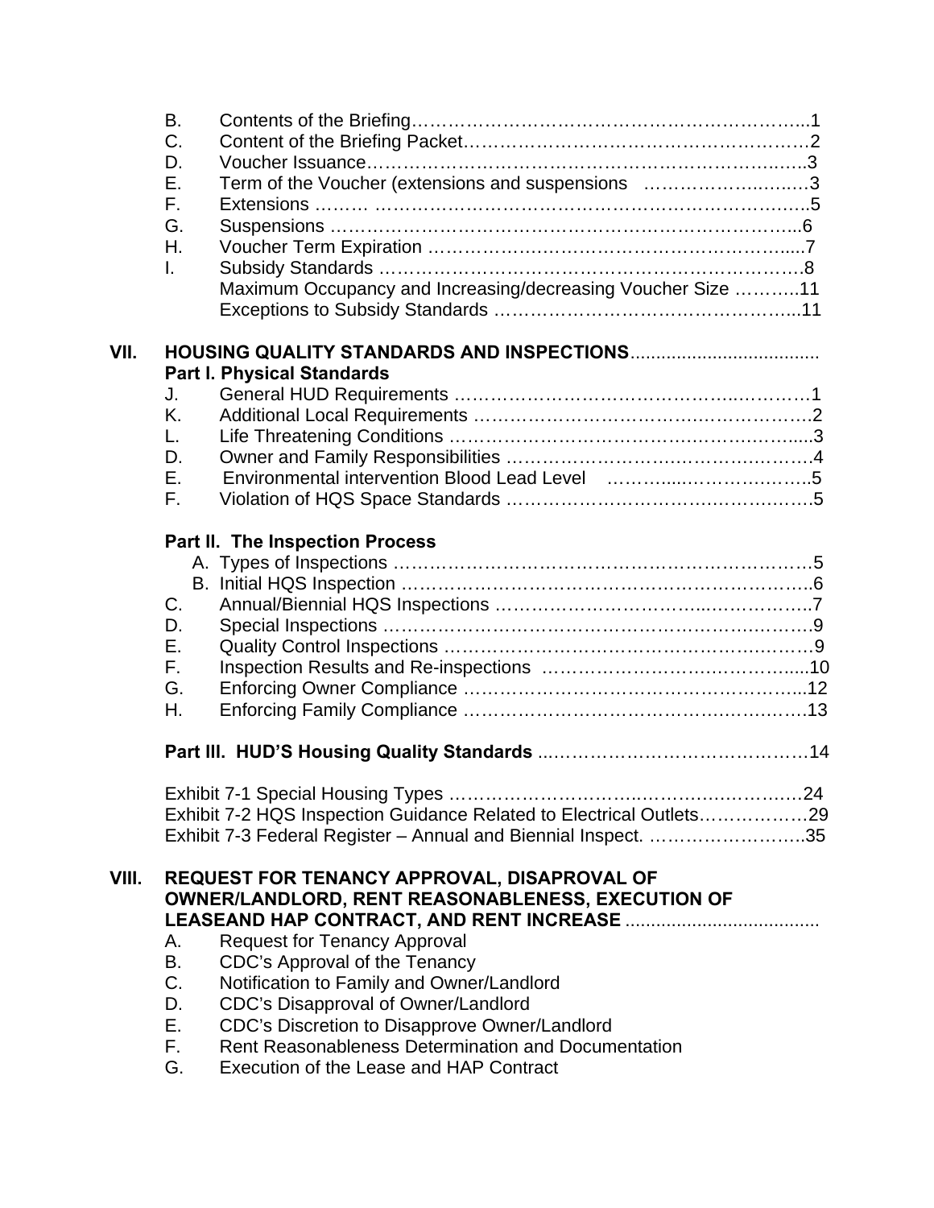B. Contents of the Briefing……………………………………………………………..1
C. Content of the Briefing Packet………………………………………………….2
D. Voucher Issuance…………………………………………………………………..3
E. Term of the Voucher (extensions and suspensions ………………..…..3
F. Extensions ……… ………………………………………………………………..5
G. Suspensions ……………………………………………………………………...6
H. Voucher Term Expiration ……………………………………………………....7
I. Subsidy Standards ……………………………………………………………….8
Maximum Occupancy and Increasing/decreasing Voucher Size ………..11
Exceptions to Subsidy Standards …………………………………………...11

## VII. HOUSING QUALITY STANDARDS AND INSPECTIONS.....................................

### Part I. Physical Standards

J. General HUD Requirements ……………………………………….…………1
K. Additional Local Requirements …………………………………….…………….2
L. Life Threatening Conditions ………………………………………….….……....3
D. Owner and Family Responsibilities ………………………………………….…….4
E. Environmental intervention Blood Lead Level ………...………………….5
F. Violation of HQS Space Standards ……………………………….………….5

### Part II. The Inspection Process

A. Types of Inspections ……………………………………………………………5
B. Initial HQS Inspection ……………………………………………………………..6
C. Annual/Biennial HQS Inspections ………………………….....……………..7
D. Special Inspections ………………………………………………………….……9
E. Quality Control Inspections …………………………………………….………9
F. Inspection Results and Re-inspections ………………………………….....10
G. Enforcing Owner Compliance ………………………………………………...12
H. Enforcing Family Compliance ………………………………….……………13

### Part III. HUD'S Housing Quality Standards ....…………………………………14

Exhibit 7-1 Special Housing Types …………………………..……………………24
Exhibit 7-2 HQS Inspection Guidance Related to Electrical Outlets………………29
Exhibit 7-3 Federal Register – Annual and Biennial Inspect. ……………………..35

## VIII. REQUEST FOR TENANCY APPROVAL, DISAPROVAL OF OWNER/LANDLORD, RENT REASONABLENESS, EXECUTION OF LEASEAND HAP CONTRACT, AND RENT INCREASE ......................................

A. Request for Tenancy Approval
B. CDC's Approval of the Tenancy
C. Notification to Family and Owner/Landlord
D. CDC's Disapproval of Owner/Landlord
E. CDC's Discretion to Disapprove Owner/Landlord
F. Rent Reasonableness Determination and Documentation
G. Execution of the Lease and HAP Contract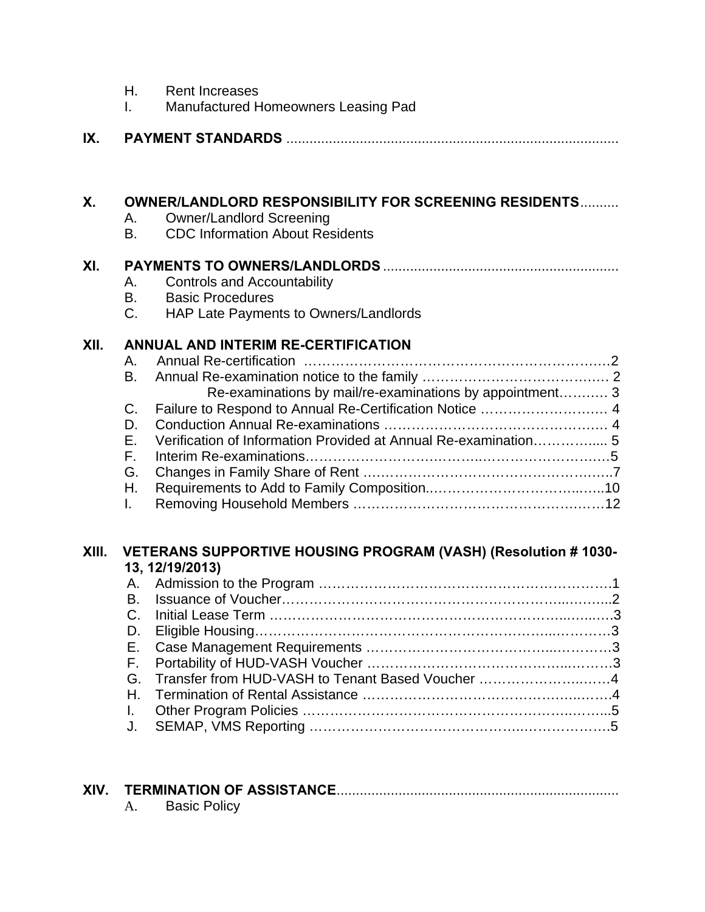H. Rent Increases
I. Manufactured Homeowners Leasing Pad

**IX. PAYMENT STANDARDS** ....................................................................................

**X. OWNER/LANDLORD RESPONSIBILITY FOR SCREENING RESIDENTS**..........

A. Owner/Landlord Screening
B. CDC Information About Residents

**XI. PAYMENTS TO OWNERS/LANDLORDS** ............................................................

A. Controls and Accountability
B. Basic Procedures
C. HAP Late Payments to Owners/Landlords

**XII. ANNUAL AND INTERIM RE-CERTIFICATION**

A. Annual Re-certification ……………………………………………………………2
B. Annual Re-examination notice to the family …………………………………… 2
  Re-examinations by mail/re-examinations by appointment………. 3
C. Failure to Respond to Annual Re-Certification Notice ……………………… 4
D. Conduction Annual Re-examinations …………………………………………… 4
E. Verification of Information Provided at Annual Re-examination…………..... 5
F. Interim Re-examinations……………………………………………………………5
G. Changes in Family Share of Rent …………………………………………………..7
H. Requirements to Add to Family Composition.………………………………..…..10
I. Removing Household Members ……………………………………………………12

**XIII. VETERANS SUPPORTIVE HOUSING PROGRAM (VASH) (Resolution # 1030-13, 12/19/2013)**

A. Admission to the Program ……………………………………………………….1
B. Issuance of Voucher…………………………………………………………...……...2
C. Initial Lease Term ……………………………………………………………...…..…3
D. Eligible Housing………………………………………………………………..………3
E. Case Management Requirements …………………………………...…………3
F. Portability of HUD-VASH Voucher ……………………………………...………3
G. Transfer from HUD-VASH to Tenant Based Voucher ……………………..…..4
H. Termination of Rental Assistance ……………………………………………..…..4
I. Other Program Policies ……………………………………………………..……...5
J. SEMAP, VMS Reporting ……………………………………………………………..5

**XIV. TERMINATION OF ASSISTANCE**........................................................................

A. Basic Policy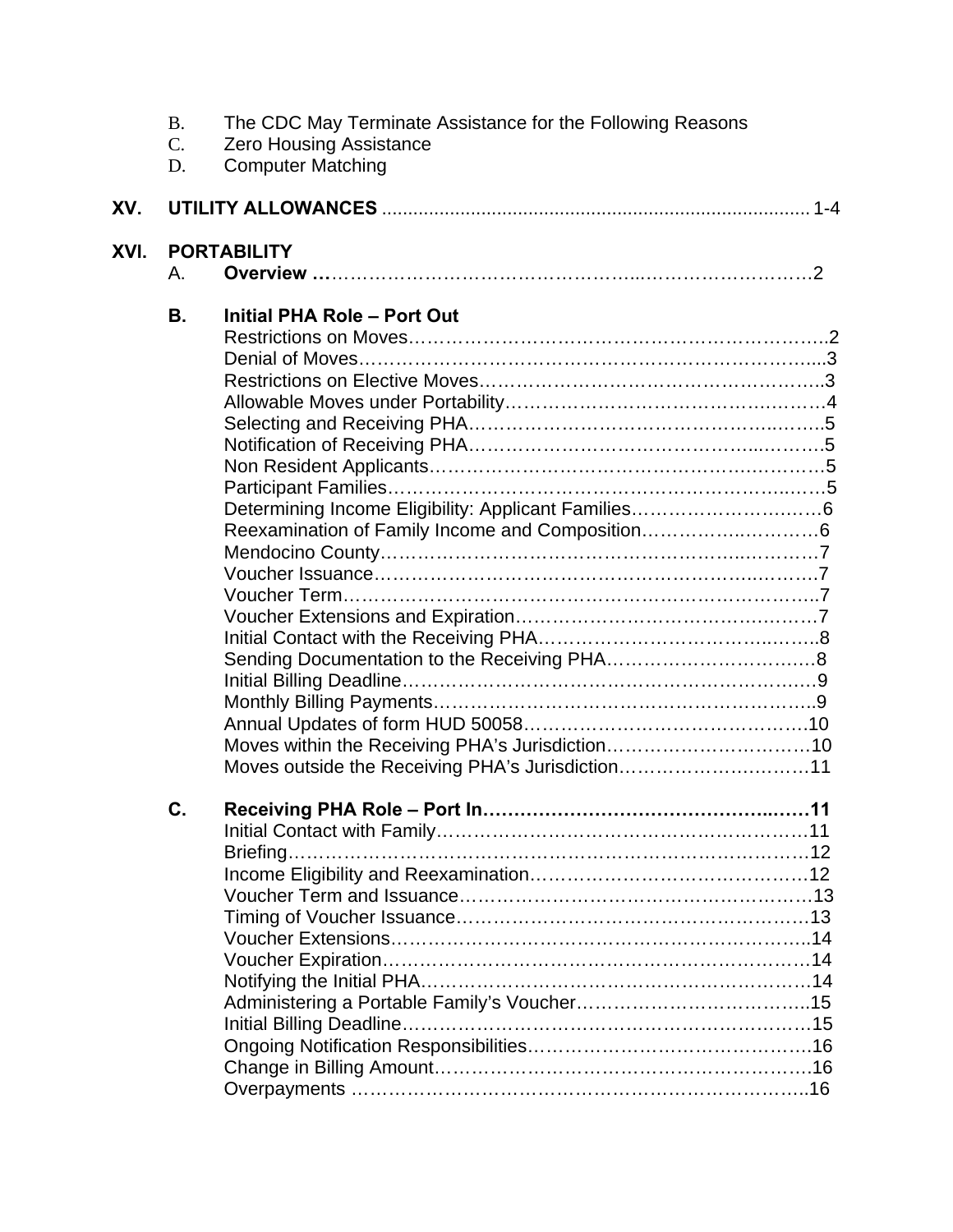B. The CDC May Terminate Assistance for the Following Reasons
C. Zero Housing Assistance
D. Computer Matching

**XV. UTILITY ALLOWANCES** ........................................................................................ 1-4

**XVI. PORTABILITY**

A. **Overview** ……………………………………………………………………………2

**B. Initial PHA Role – Port Out**

Restrictions on Moves…………………………………………………………………2
Denial of Moves…………………………………………………………………………3
Restrictions on Elective Moves………………………………………………………3
Allowable Moves under Portability…………………………………………………4
Selecting and Receiving PHA…………………………………………………………5
Notification of Receiving PHA…………………………………………………………5
Non Resident Applicants………………………………………………………………5
Participant Families………………………………………………………………………5
Determining Income Eligibility: Applicant Families……………………………6
Reexamination of Family Income and Composition…………………………6
Mendocino County…………………………………………………………………………7
Voucher Issuance…………………………………………………………………………7
Voucher Term………………………………………………………………………………7
Voucher Extensions and Expiration…………………………………………………7
Initial Contact with the Receiving PHA……………………………………………8
Sending Documentation to the Receiving PHA……………………………………8
Initial Billing Deadline……………………………………………………………………9
Monthly Billing Payments…………………………………………………………………9
Annual Updates of form HUD 50058…………………………………………………10
Moves within the Receiving PHA's Jurisdiction……………………………………10
Moves outside the Receiving PHA's Jurisdiction…………………………………11

**C. Receiving PHA Role – Port In**………………………………………………………**11**

Initial Contact with Family………………………………………………………………11
Briefing…………………………………………………………………………………………12
Income Eligibility and Reexamination…………………………………………………12
Voucher Term and Issuance……………………………………………………………13
Timing of Voucher Issuance……………………………………………………………13
Voucher Extensions………………………………………………………………………14
Voucher Expiration…………………………………………………………………………14
Notifying the Initial PHA…………………………………………………………………14
Administering a Portable Family's Voucher…………………………………………15
Initial Billing Deadline……………………………………………………………………15
Ongoing Notification Responsibilities…………………………………………………16
Change in Billing Amount…………………………………………………………………16
Overpayments ………………………………………………………………………………16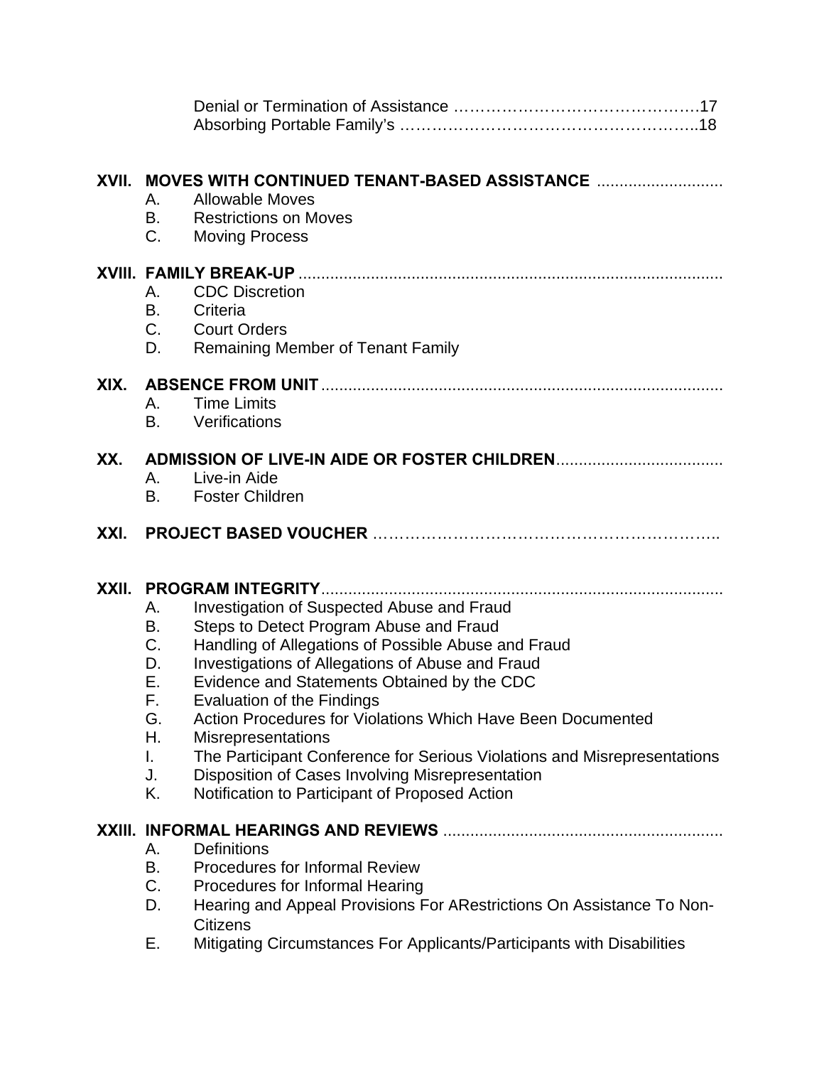Denial or Termination of Assistance ……………………………………….17
Absorbing Portable Family's ………………………………………………..18

**XVII. MOVES WITH CONTINUED TENANT-BASED ASSISTANCE** ............................

A. Allowable Moves
B. Restrictions on Moves
C. Moving Process

**XVIII. FAMILY BREAK-UP** .............................................................................................

A. CDC Discretion
B. Criteria
C. Court Orders
D. Remaining Member of Tenant Family

**XIX. ABSENCE FROM UNIT** ........................................................................................

A. Time Limits
B. Verifications

**XX. ADMISSION OF LIVE-IN AIDE OR FOSTER CHILDREN**.....................................

A. Live-in Aide
B. Foster Children

**XXI. PROJECT BASED VOUCHER** ………………………………………………………..

**XXII. PROGRAM INTEGRITY**........................................................................................

A. Investigation of Suspected Abuse and Fraud
B. Steps to Detect Program Abuse and Fraud
C. Handling of Allegations of Possible Abuse and Fraud
D. Investigations of Allegations of Abuse and Fraud
E. Evidence and Statements Obtained by the CDC
F. Evaluation of the Findings
G. Action Procedures for Violations Which Have Been Documented
H. Misrepresentations
I. The Participant Conference for Serious Violations and Misrepresentations
J. Disposition of Cases Involving Misrepresentation
K. Notification to Participant of Proposed Action

**XXIII. INFORMAL HEARINGS AND REVIEWS** .............................................................

A. Definitions
B. Procedures for Informal Review
C. Procedures for Informal Hearing
D. Hearing and Appeal Provisions For ARestrictions On Assistance To Non-Citizens
E. Mitigating Circumstances For Applicants/Participants with Disabilities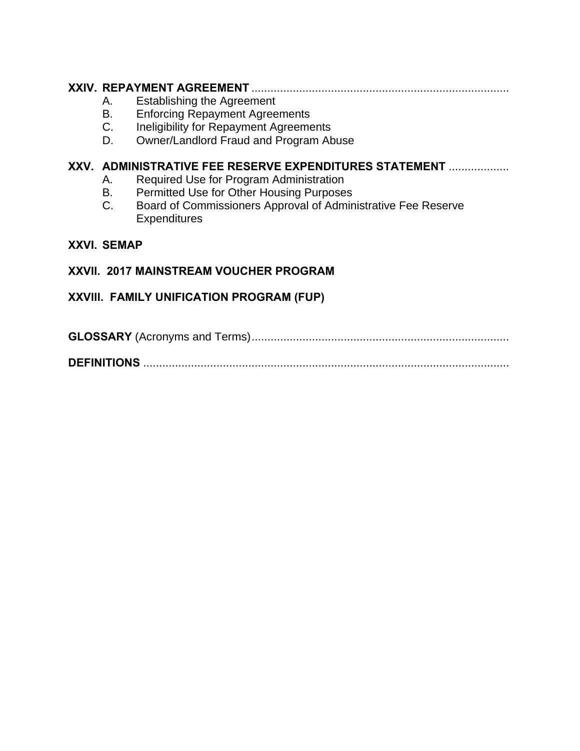**XXIV. REPAYMENT AGREEMENT** ................................................................................

A. Establishing the Agreement
B. Enforcing Repayment Agreements
C. Ineligibility for Repayment Agreements
D. Owner/Landlord Fraud and Program Abuse

**XXV. ADMINISTRATIVE FEE RESERVE EXPENDITURES STATEMENT** ..................

A. Required Use for Program Administration
B. Permitted Use for Other Housing Purposes
C. Board of Commissioners Approval of Administrative Fee Reserve Expenditures

**XXVI. SEMAP**

**XXVII. 2017 MAINSTREAM VOUCHER PROGRAM**

**XXVIII. FAMILY UNIFICATION PROGRAM (FUP)**

**GLOSSARY** (Acronyms and Terms)................................................................................

**DEFINITIONS** ..................................................................................................................